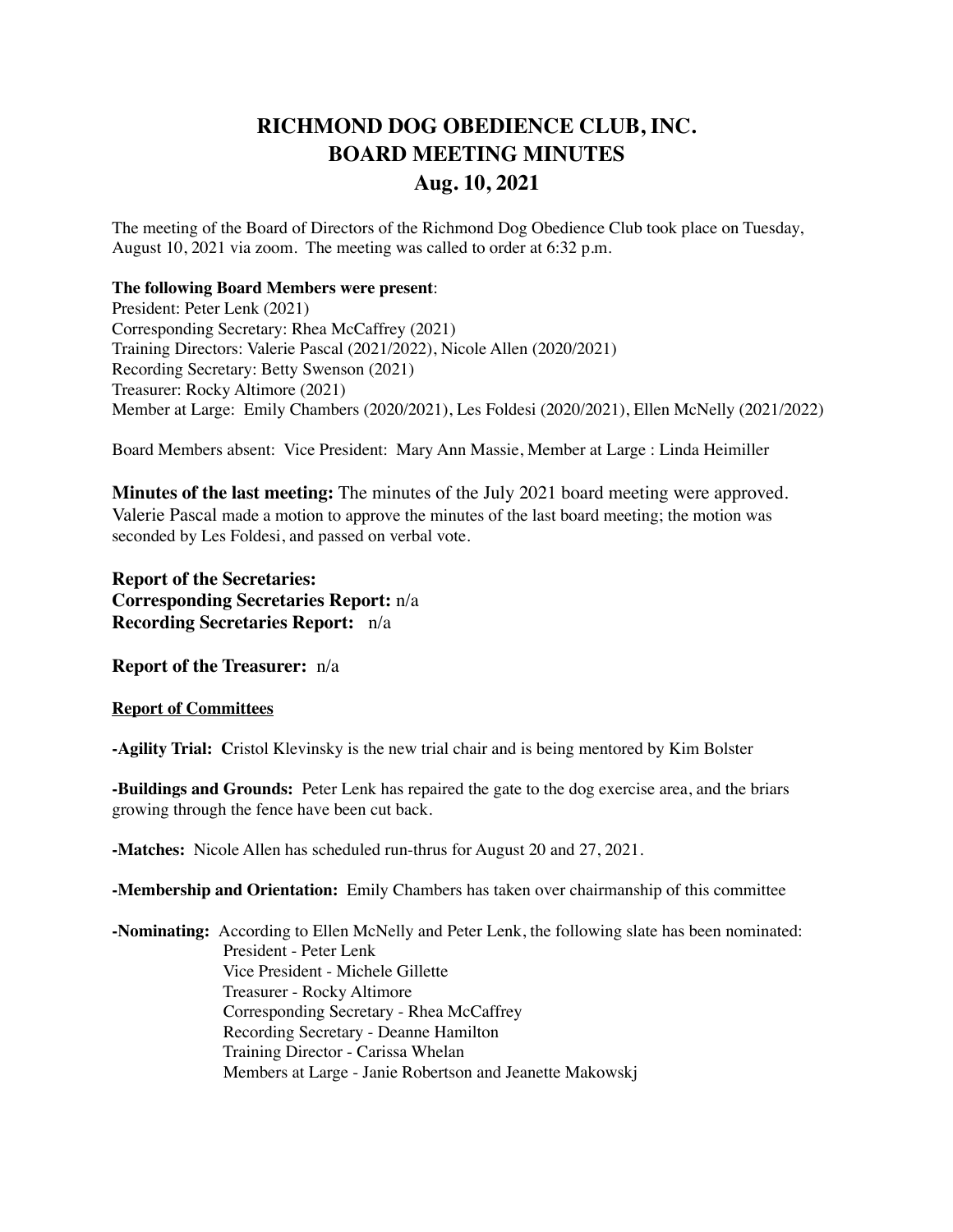# RICHMOND DOG OBEDIENCE CLUB, INC.
# BOARD MEETING MINUTES
## Aug. 10, 2021

The meeting of the Board of Directors of the Richmond Dog Obedience Club took place on Tuesday, August 10, 2021 via zoom. The meeting was called to order at 6:32 p.m.

**The following Board Members were present**:
President: Peter Lenk (2021)
Corresponding Secretary: Rhea McCaffrey (2021)
Training Directors: Valerie Pascal (2021/2022), Nicole Allen (2020/2021)
Recording Secretary: Betty Swenson (2021)
Treasurer: Rocky Altimore (2021)
Member at Large: Emily Chambers (2020/2021), Les Foldesi (2020/2021), Ellen McNelly (2021/2022)

Board Members absent: Vice President: Mary Ann Massie, Member at Large : Linda Heimiller

**Minutes of the last meeting:** The minutes of the July 2021 board meeting were approved. Valerie Pascal made a motion to approve the minutes of the last board meeting; the motion was seconded by Les Foldesi, and passed on verbal vote.

**Report of the Secretaries:**
**Corresponding Secretaries Report:** n/a
**Recording Secretaries Report:** n/a

**Report of the Treasurer:** n/a

**Report of Committees**

**-Agility Trial: C**ristol Klevinsky is the new trial chair and is being mentored by Kim Bolster

**-Buildings and Grounds:** Peter Lenk has repaired the gate to the dog exercise area, and the briars growing through the fence have been cut back.

**-Matches:** Nicole Allen has scheduled run-thrus for August 20 and 27, 2021.

**-Membership and Orientation:** Emily Chambers has taken over chairmanship of this committee

**-Nominating:** According to Ellen McNelly and Peter Lenk, the following slate has been nominated:
President - Peter Lenk
Vice President - Michele Gillette
Treasurer - Rocky Altimore
Corresponding Secretary - Rhea McCaffrey
Recording Secretary - Deanne Hamilton
Training Director - Carissa Whelan
Members at Large - Janie Robertson and Jeanette Makowskj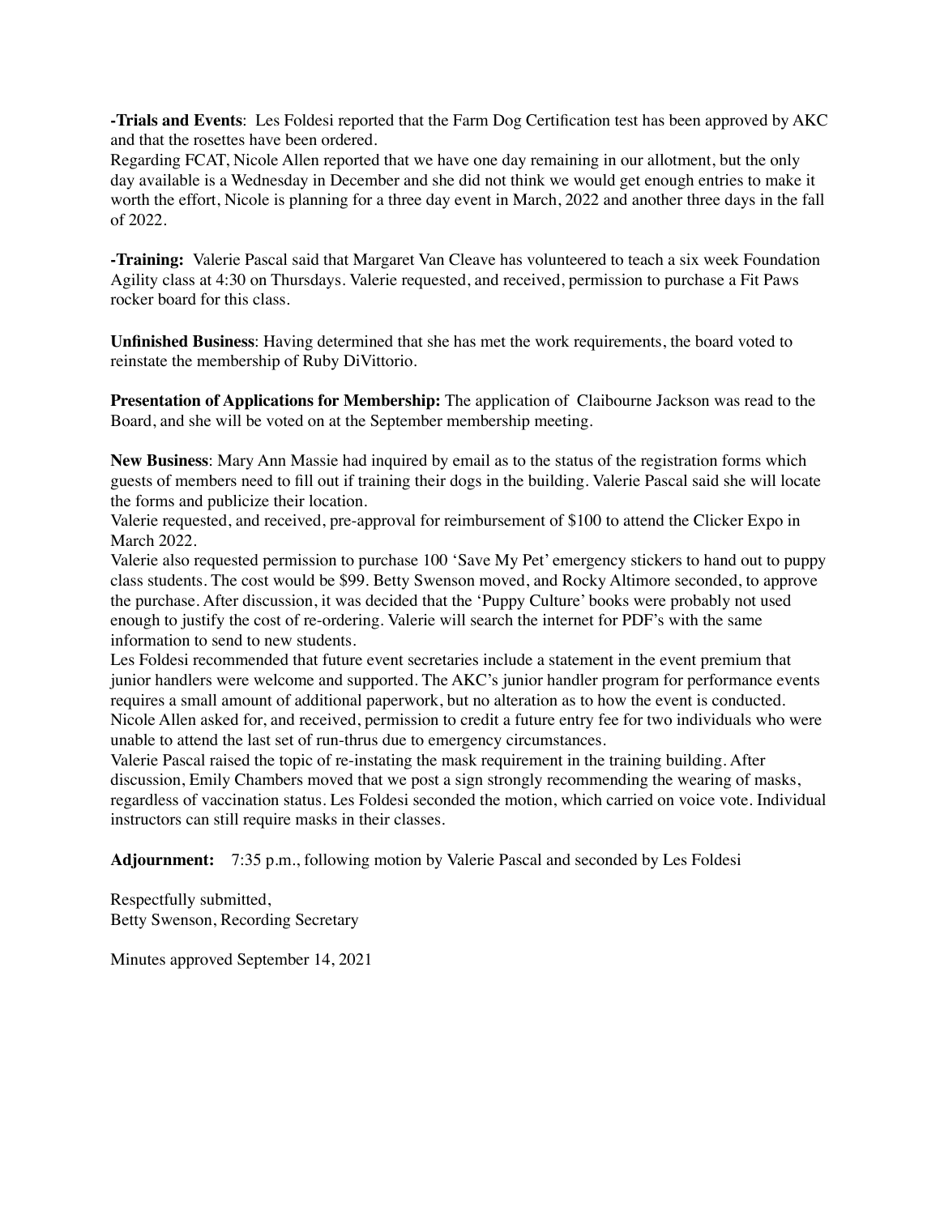**-Trials and Events**: Les Foldesi reported that the Farm Dog Certification test has been approved by AKC and that the rosettes have been ordered.
Regarding FCAT, Nicole Allen reported that we have one day remaining in our allotment, but the only day available is a Wednesday in December and she did not think we would get enough entries to make it worth the effort, Nicole is planning for a three day event in March, 2022 and another three days in the fall of 2022.

**-Training:** Valerie Pascal said that Margaret Van Cleave has volunteered to teach a six week Foundation Agility class at 4:30 on Thursdays. Valerie requested, and received, permission to purchase a Fit Paws rocker board for this class.

**Unfinished Business**: Having determined that she has met the work requirements, the board voted to reinstate the membership of Ruby DiVittorio.

**Presentation of Applications for Membership:** The application of Claibourne Jackson was read to the Board, and she will be voted on at the September membership meeting.

**New Business**: Mary Ann Massie had inquired by email as to the status of the registration forms which guests of members need to fill out if training their dogs in the building. Valerie Pascal said she will locate the forms and publicize their location.
Valerie requested, and received, pre-approval for reimbursement of $100 to attend the Clicker Expo in March 2022.
Valerie also requested permission to purchase 100 'Save My Pet' emergency stickers to hand out to puppy class students. The cost would be $99. Betty Swenson moved, and Rocky Altimore seconded, to approve the purchase. After discussion, it was decided that the 'Puppy Culture' books were probably not used enough to justify the cost of re-ordering. Valerie will search the internet for PDF's with the same information to send to new students.
Les Foldesi recommended that future event secretaries include a statement in the event premium that junior handlers were welcome and supported. The AKC's junior handler program for performance events requires a small amount of additional paperwork, but no alteration as to how the event is conducted.
Nicole Allen asked for, and received, permission to credit a future entry fee for two individuals who were unable to attend the last set of run-thrus due to emergency circumstances.
Valerie Pascal raised the topic of re-instating the mask requirement in the training building. After discussion, Emily Chambers moved that we post a sign strongly recommending the wearing of masks, regardless of vaccination status. Les Foldesi seconded the motion, which carried on voice vote. Individual instructors can still require masks in their classes.

**Adjournment:** 7:35 p.m., following motion by Valerie Pascal and seconded by Les Foldesi

Respectfully submitted,
Betty Swenson, Recording Secretary

Minutes approved September 14, 2021